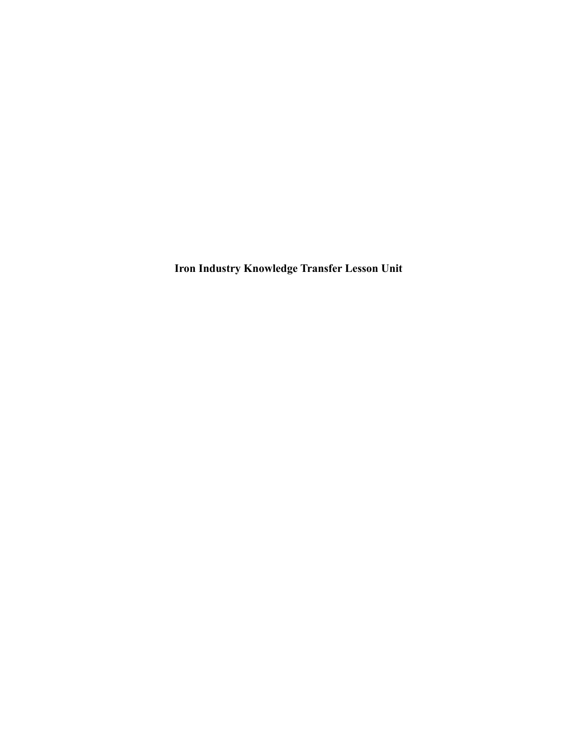# Iron Industry Knowledge Transfer Lesson Unit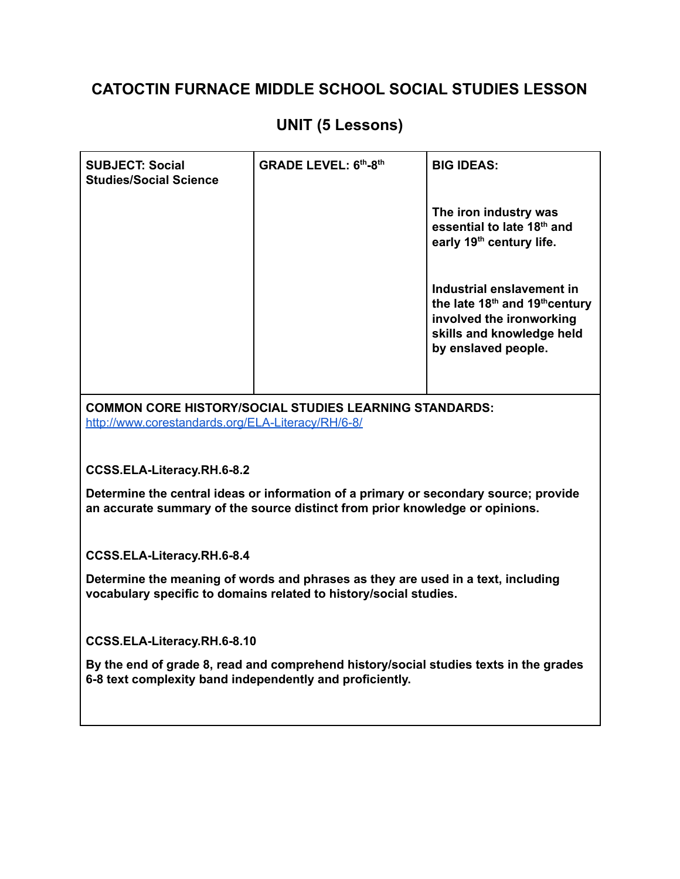# CATOCTIN FURNACE MIDDLE SCHOOL SOCIAL STUDIES LESSON

## UNIT (5 Lessons)

| **SUBJECT: Social Studies/Social Science** | **GRADE LEVEL: 6th-8th** | **BIG IDEAS:**<br><br>**The iron industry was essential to late 18th and early 19th century life.**<br><br>**Industrial enslavement in the late 18th and 19th century involved the ironworking skills and knowledge held by enslaved people.** |
|---|---|---|

**COMMON CORE HISTORY/SOCIAL STUDIES LEARNING STANDARDS:**
[http://www.corestandards.org/ELA-Literacy/RH/6-8/](http://www.corestandards.org/ELA-Literacy/RH/6-8/)

**CCSS.ELA-Literacy.RH.6-8.2**

**Determine the central ideas or information of a primary or secondary source; provide an accurate summary of the source distinct from prior knowledge or opinions.**

**CCSS.ELA-Literacy.RH.6-8.4**

**Determine the meaning of words and phrases as they are used in a text, including vocabulary specific to domains related to history/social studies.**

**CCSS.ELA-Literacy.RH.6-8.10**

**By the end of grade 8, read and comprehend history/social studies texts in the grades 6-8 text complexity band independently and proficiently.**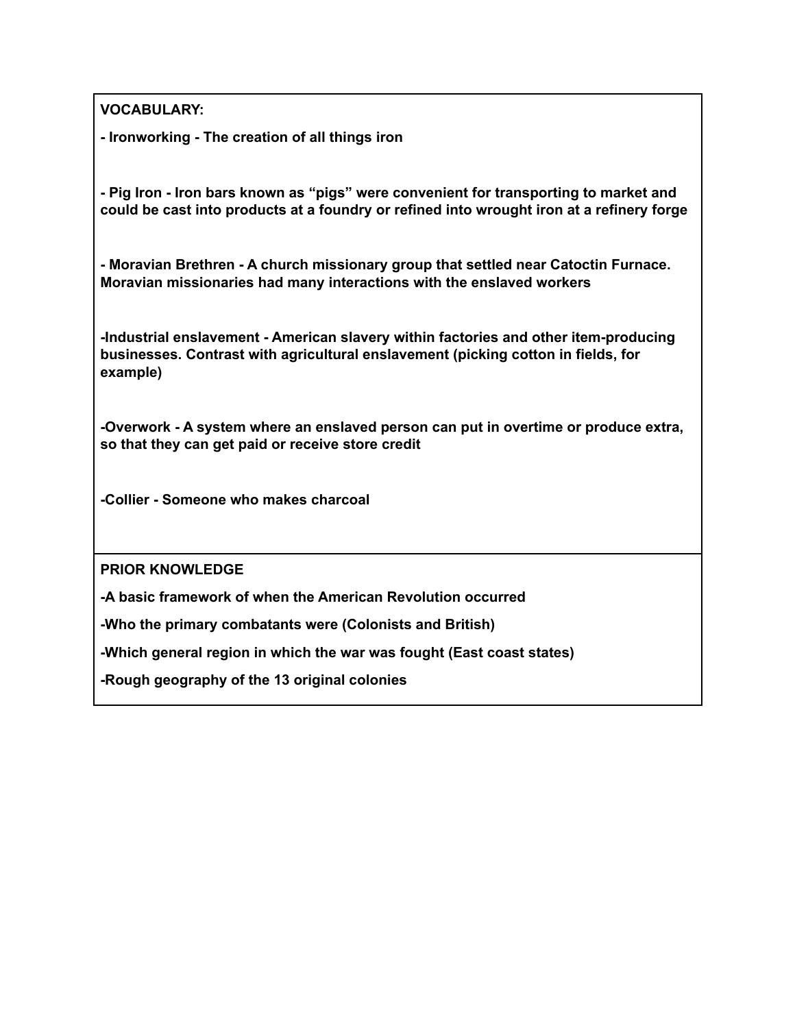**VOCABULARY:**

**- Ironworking - The creation of all things iron**

**- Pig Iron - Iron bars known as "pigs" were convenient for transporting to market and could be cast into products at a foundry or refined into wrought iron at a refinery forge**

**- Moravian Brethren - A church missionary group that settled near Catoctin Furnace. Moravian missionaries had many interactions with the enslaved workers**

**-Industrial enslavement - American slavery within factories and other item-producing businesses. Contrast with agricultural enslavement (picking cotton in fields, for example)**

**-Overwork - A system where an enslaved person can put in overtime or produce extra, so that they can get paid or receive store credit**

**-Collier - Someone who makes charcoal**

**PRIOR KNOWLEDGE**

**-A basic framework of when the American Revolution occurred**

**-Who the primary combatants were (Colonists and British)**

**-Which general region in which the war was fought (East coast states)**

**-Rough geography of the 13 original colonies**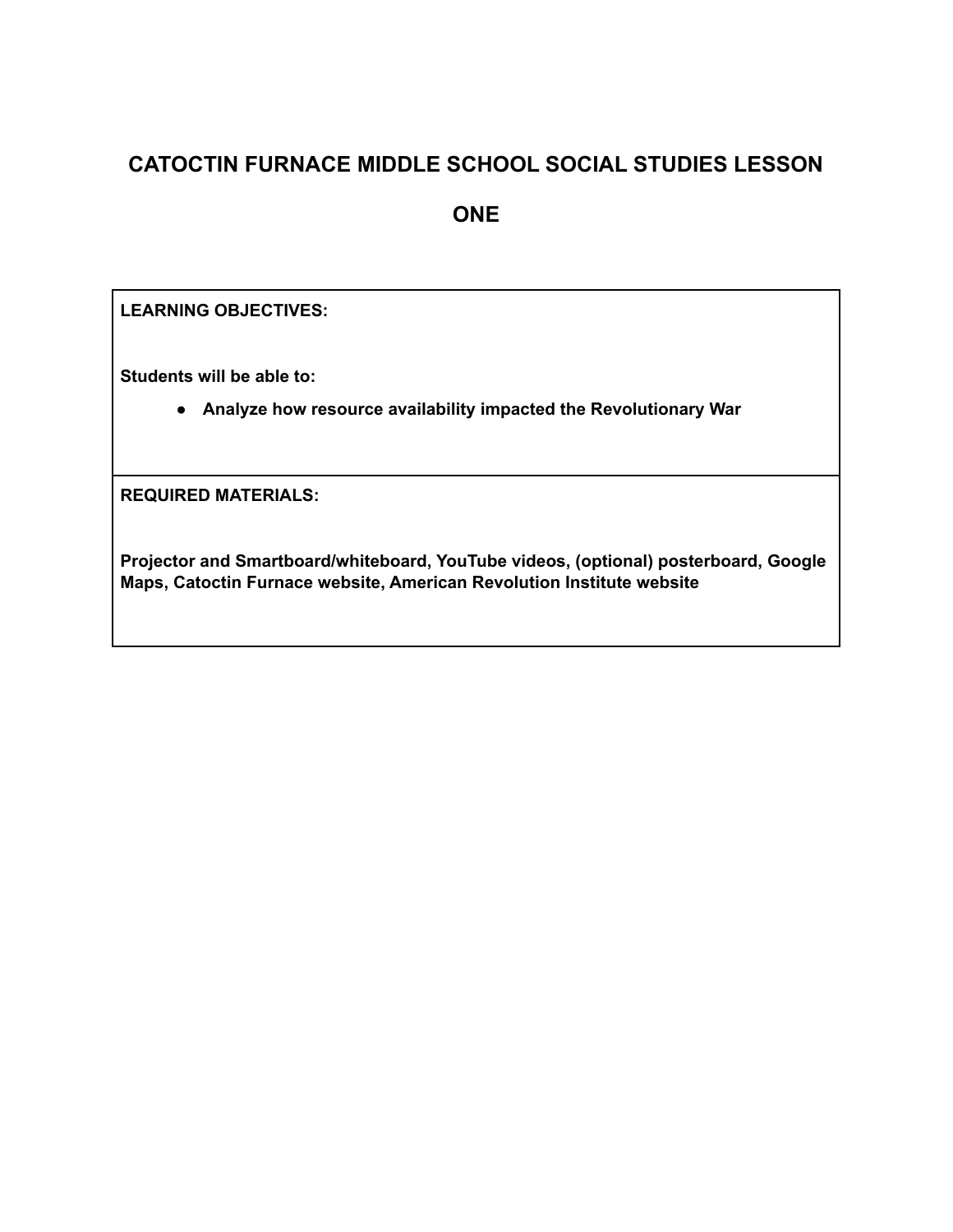# CATOCTIN FURNACE MIDDLE SCHOOL SOCIAL STUDIES LESSON ONE

| **LEARNING OBJECTIVES:**<br><br>**Students will be able to:**<br>• **Analyze how resource availability impacted the Revolutionary War** |
| --- |
| **REQUIRED MATERIALS:**<br><br>**Projector and Smartboard/whiteboard, YouTube videos, (optional) posterboard, Google Maps, Catoctin Furnace website, American Revolution Institute website** |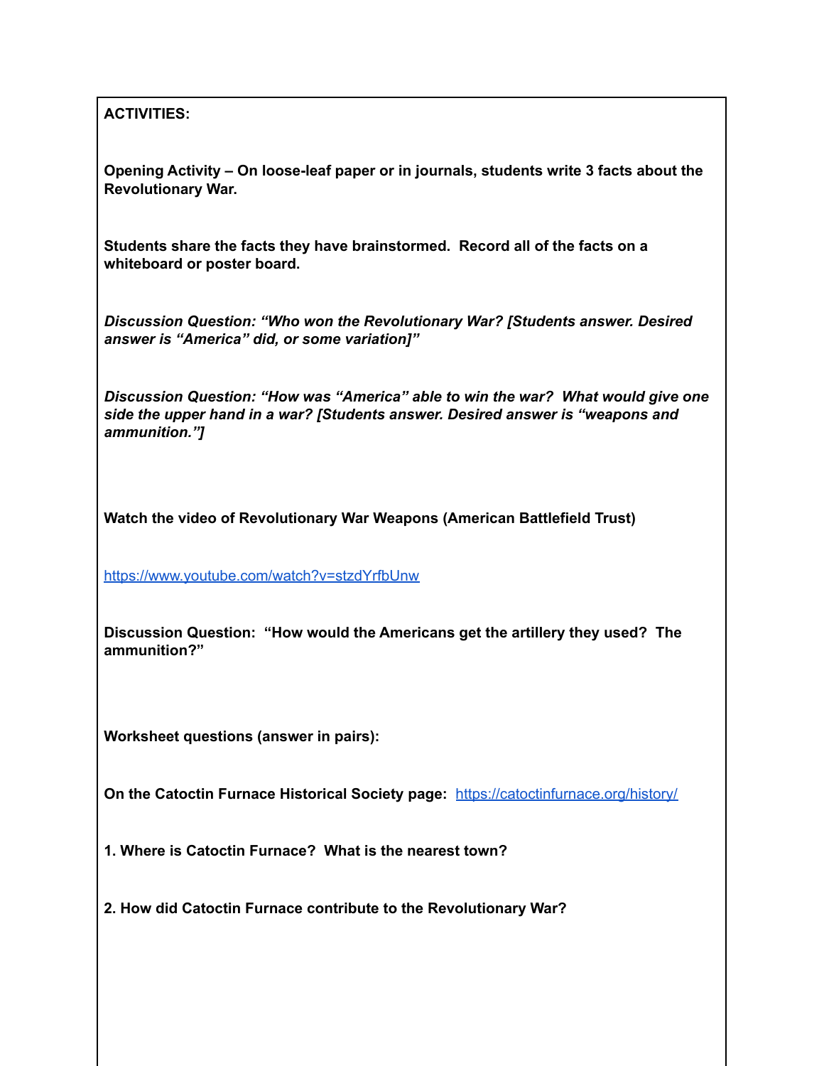**ACTIVITIES:**

**Opening Activity – On loose-leaf paper or in journals, students write 3 facts about the Revolutionary War.**

**Students share the facts they have brainstormed. Record all of the facts on a whiteboard or poster board.**

***Discussion Question: "Who won the Revolutionary War? [Students answer. Desired answer is "America" did, or some variation]"***

***Discussion Question: "How was "America" able to win the war? What would give one side the upper hand in a war? [Students answer. Desired answer is "weapons and ammunition."]***

**Watch the video of Revolutionary War Weapons (American Battlefield Trust)**

https://www.youtube.com/watch?v=stzdYrfbUnw

**Discussion Question: "How would the Americans get the artillery they used? The ammunition?"**

**Worksheet questions (answer in pairs):**

**On the Catoctin Furnace Historical Society page:** https://catoctinfurnace.org/history/

**1. Where is Catoctin Furnace? What is the nearest town?**

**2. How did Catoctin Furnace contribute to the Revolutionary War?**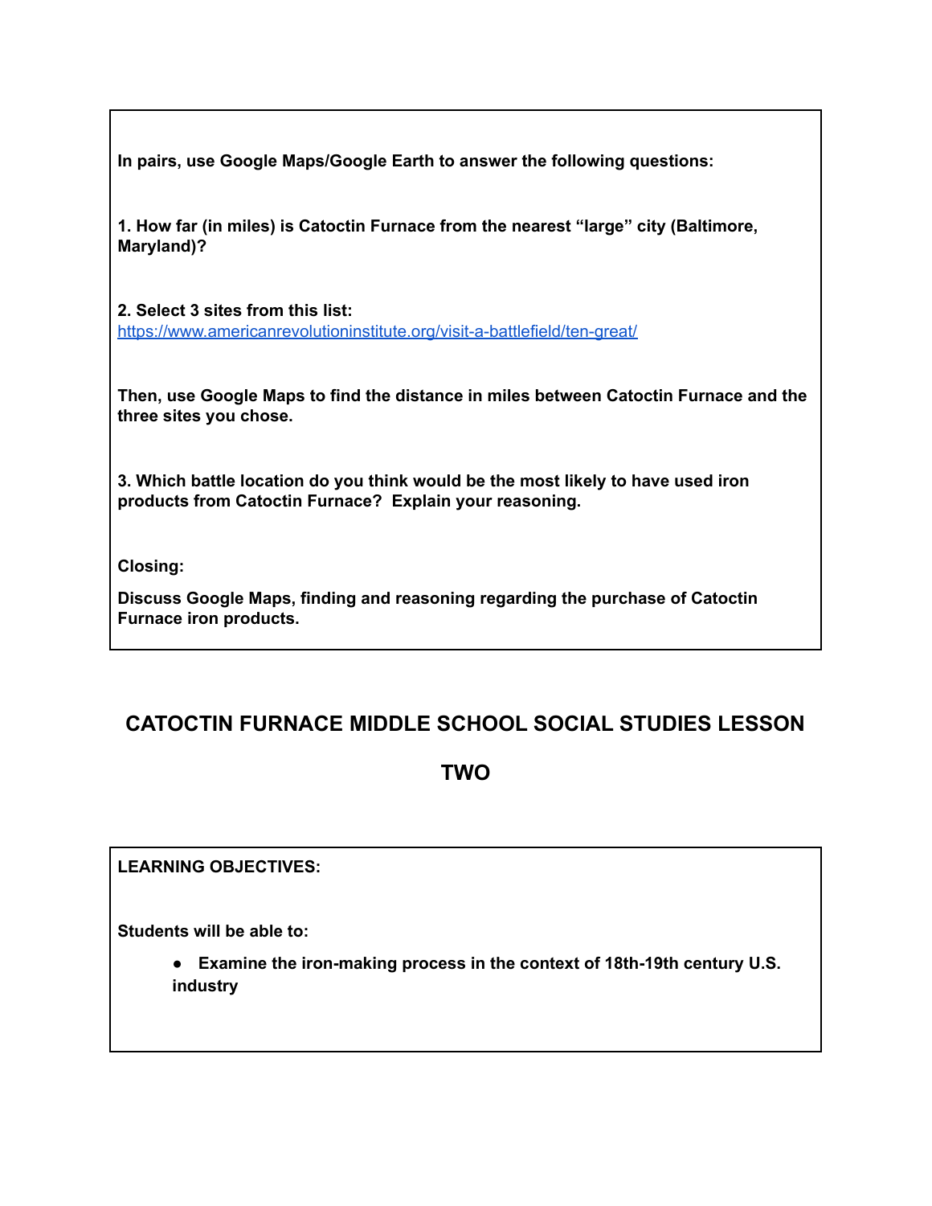**In pairs, use Google Maps/Google Earth to answer the following questions:**

**1. How far (in miles) is Catoctin Furnace from the nearest "large" city (Baltimore, Maryland)?**

**2. Select 3 sites from this list:**
https://www.americanrevolutioninstitute.org/visit-a-battlefield/ten-great/

**Then, use Google Maps to find the distance in miles between Catoctin Furnace and the three sites you chose.**

**3. Which battle location do you think would be the most likely to have used iron products from Catoctin Furnace? Explain your reasoning.**

**Closing:**

**Discuss Google Maps, finding and reasoning regarding the purchase of Catoctin Furnace iron products.**

## CATOCTIN FURNACE MIDDLE SCHOOL SOCIAL STUDIES LESSON TWO

**LEARNING OBJECTIVES:**

**Students will be able to:**

- **Examine the iron-making process in the context of 18th-19th century U.S. industry**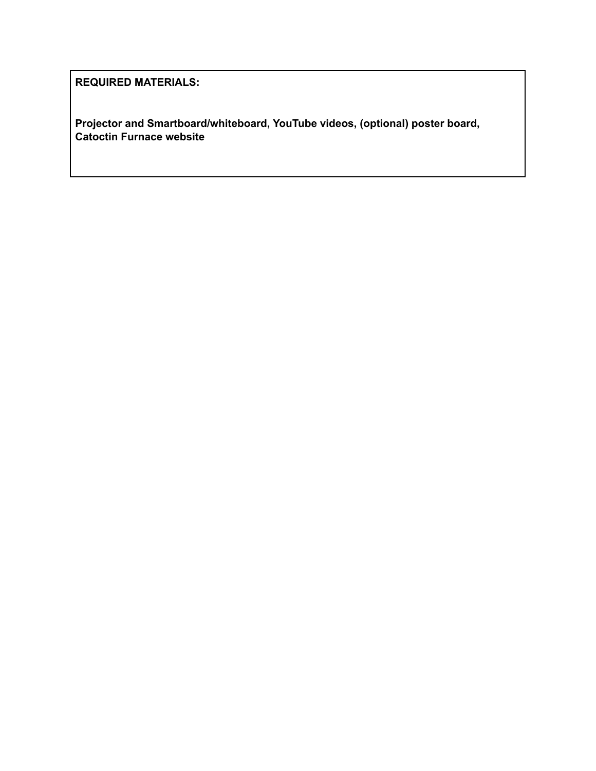**REQUIRED MATERIALS:**

**Projector and Smartboard/whiteboard, YouTube videos, (optional) poster board, Catoctin Furnace website**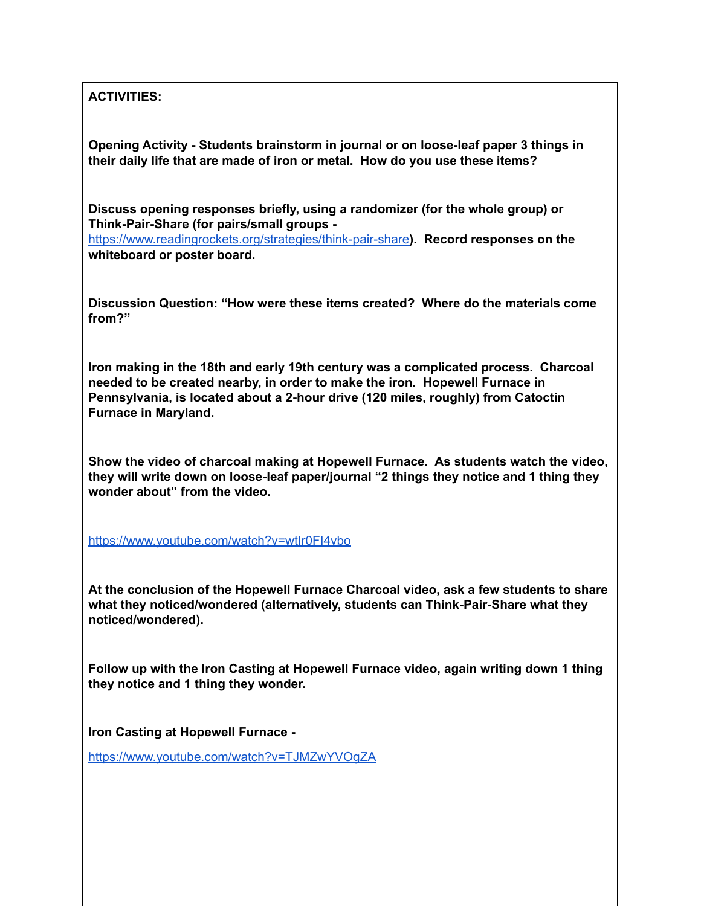**ACTIVITIES:**

**Opening Activity - Students brainstorm in journal or on loose-leaf paper 3 things in their daily life that are made of iron or metal. How do you use these items?**

**Discuss opening responses briefly, using a randomizer (for the whole group) or Think-Pair-Share (for pairs/small groups -** https://www.readingrockets.org/strategies/think-pair-share**). Record responses on the whiteboard or poster board.**

**Discussion Question: "How were these items created? Where do the materials come from?"**

**Iron making in the 18th and early 19th century was a complicated process. Charcoal needed to be created nearby, in order to make the iron. Hopewell Furnace in Pennsylvania, is located about a 2-hour drive (120 miles, roughly) from Catoctin Furnace in Maryland.**

**Show the video of charcoal making at Hopewell Furnace. As students watch the video, they will write down on loose-leaf paper/journal "2 things they notice and 1 thing they wonder about" from the video.**

https://www.youtube.com/watch?v=wtIr0FI4vbo

**At the conclusion of the Hopewell Furnace Charcoal video, ask a few students to share what they noticed/wondered (alternatively, students can Think-Pair-Share what they noticed/wondered).**

**Follow up with the Iron Casting at Hopewell Furnace video, again writing down 1 thing they notice and 1 thing they wonder.**

**Iron Casting at Hopewell Furnace -**

https://www.youtube.com/watch?v=TJMZwYVOgZA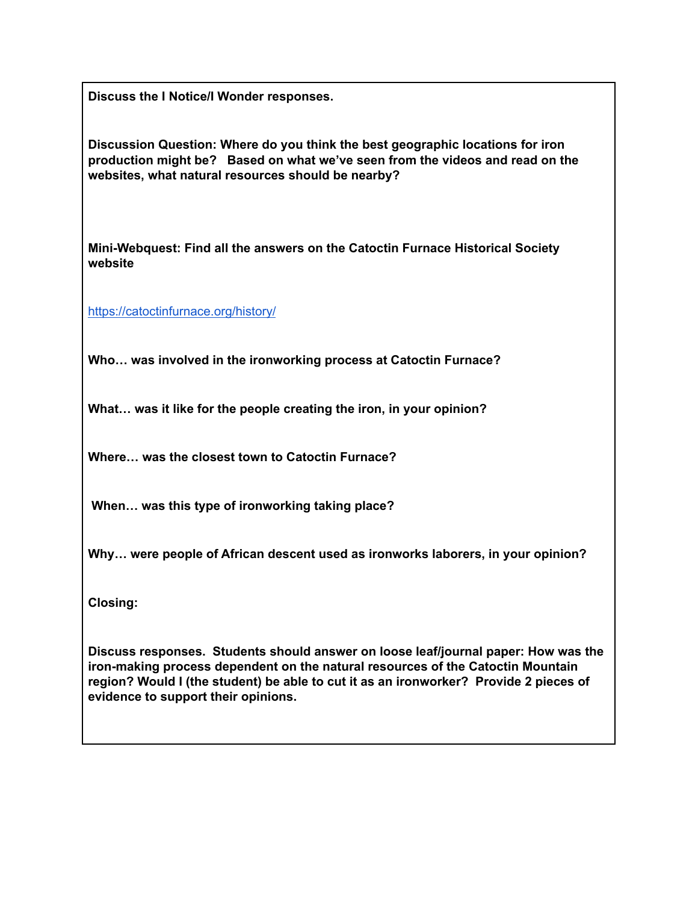**Discuss the I Notice/I Wonder responses.**

**Discussion Question: Where do you think the best geographic locations for iron production might be? Based on what we've seen from the videos and read on the websites, what natural resources should be nearby?**

**Mini-Webquest: Find all the answers on the Catoctin Furnace Historical Society website**

https://catoctinfurnace.org/history/

**Who… was involved in the ironworking process at Catoctin Furnace?**

**What… was it like for the people creating the iron, in your opinion?**

**Where… was the closest town to Catoctin Furnace?**

**When… was this type of ironworking taking place?**

**Why… were people of African descent used as ironworks laborers, in your opinion?**

**Closing:**

**Discuss responses. Students should answer on loose leaf/journal paper: How was the iron-making process dependent on the natural resources of the Catoctin Mountain region? Would I (the student) be able to cut it as an ironworker? Provide 2 pieces of evidence to support their opinions.**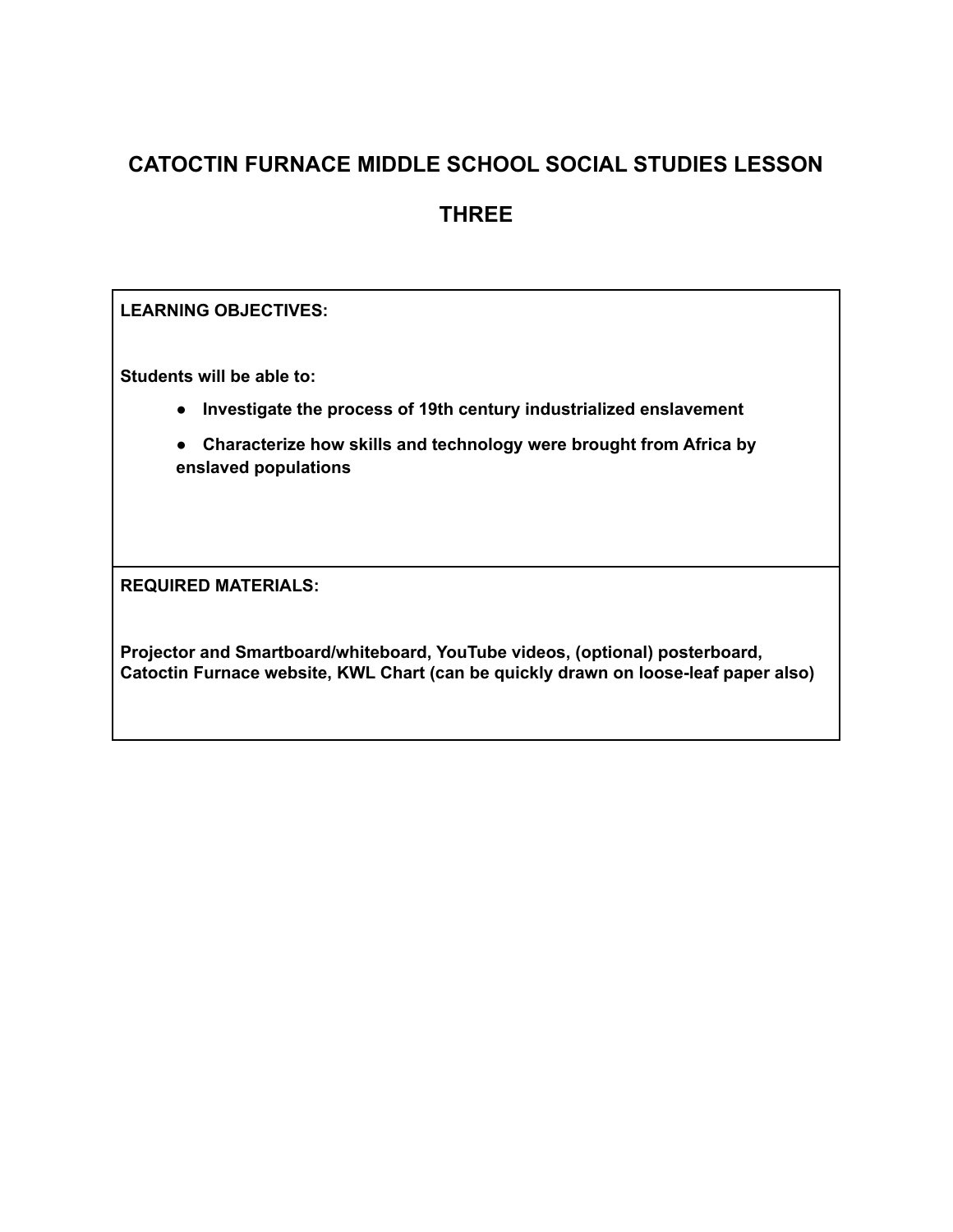# CATOCTIN FURNACE MIDDLE SCHOOL SOCIAL STUDIES LESSON THREE

| **LEARNING OBJECTIVES:**<br><br>**Students will be able to:**<br>- **Investigate the process of 19th century industrialized enslavement**<br>- **Characterize how skills and technology were brought from Africa by enslaved populations** |
| --- |
| **REQUIRED MATERIALS:**<br><br>**Projector and Smartboard/whiteboard, YouTube videos, (optional) posterboard, Catoctin Furnace website, KWL Chart (can be quickly drawn on loose-leaf paper also)** |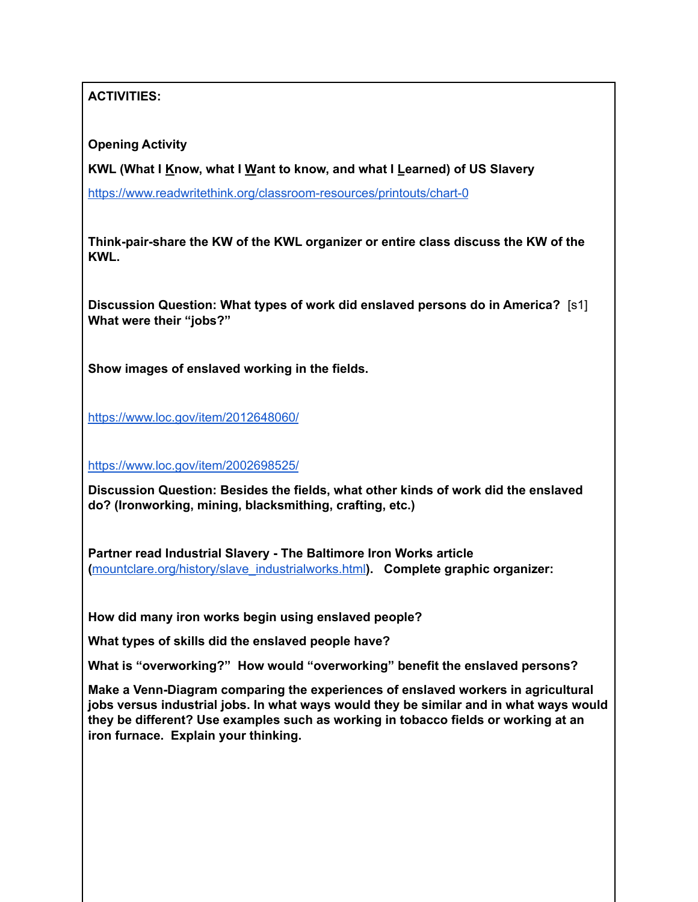**ACTIVITIES:**

**Opening Activity**

**KWL (What I Know, what I Want to know, and what I Learned) of US Slavery**

https://www.readwritethink.org/classroom-resources/printouts/chart-0

**Think-pair-share the KW of the KWL organizer or entire class discuss the KW of the KWL.**

**Discussion Question: What types of work did enslaved persons do in America?** [s1] **What were their "jobs?"**

**Show images of enslaved working in the fields.**

https://www.loc.gov/item/2012648060/

https://www.loc.gov/item/2002698525/

**Discussion Question: Besides the fields, what other kinds of work did the enslaved do? (Ironworking, mining, blacksmithing, crafting, etc.)**

**Partner read Industrial Slavery - The Baltimore Iron Works article (mountclare.org/history/slave_industrialworks.html). Complete graphic organizer:**

**How did many iron works begin using enslaved people?**

**What types of skills did the enslaved people have?**

**What is "overworking?" How would "overworking" benefit the enslaved persons?**

**Make a Venn-Diagram comparing the experiences of enslaved workers in agricultural jobs versus industrial jobs. In what ways would they be similar and in what ways would they be different? Use examples such as working in tobacco fields or working at an iron furnace. Explain your thinking.**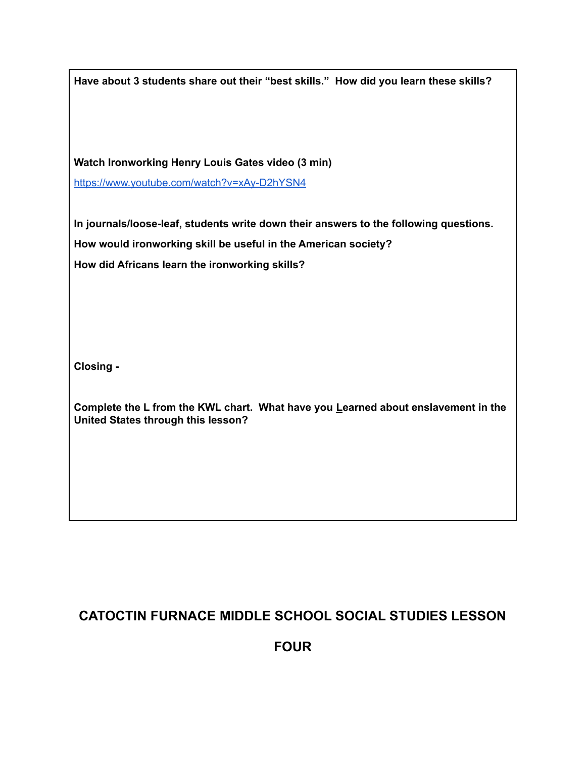**Have about 3 students share out their "best skills." How did you learn these skills?**

**Watch Ironworking Henry Louis Gates video (3 min)**

[https://www.youtube.com/watch?v=xAy-D2hYSN4](https://www.youtube.com/watch?v=xAy-D2hYSN4)

**In journals/loose-leaf, students write down their answers to the following questions.**

**How would ironworking skill be useful in the American society?**

**How did Africans learn the ironworking skills?**

**Closing -**

**Complete the L from the KWL chart. What have you Learned about enslavement in the United States through this lesson?**

## CATOCTIN FURNACE MIDDLE SCHOOL SOCIAL STUDIES LESSON FOUR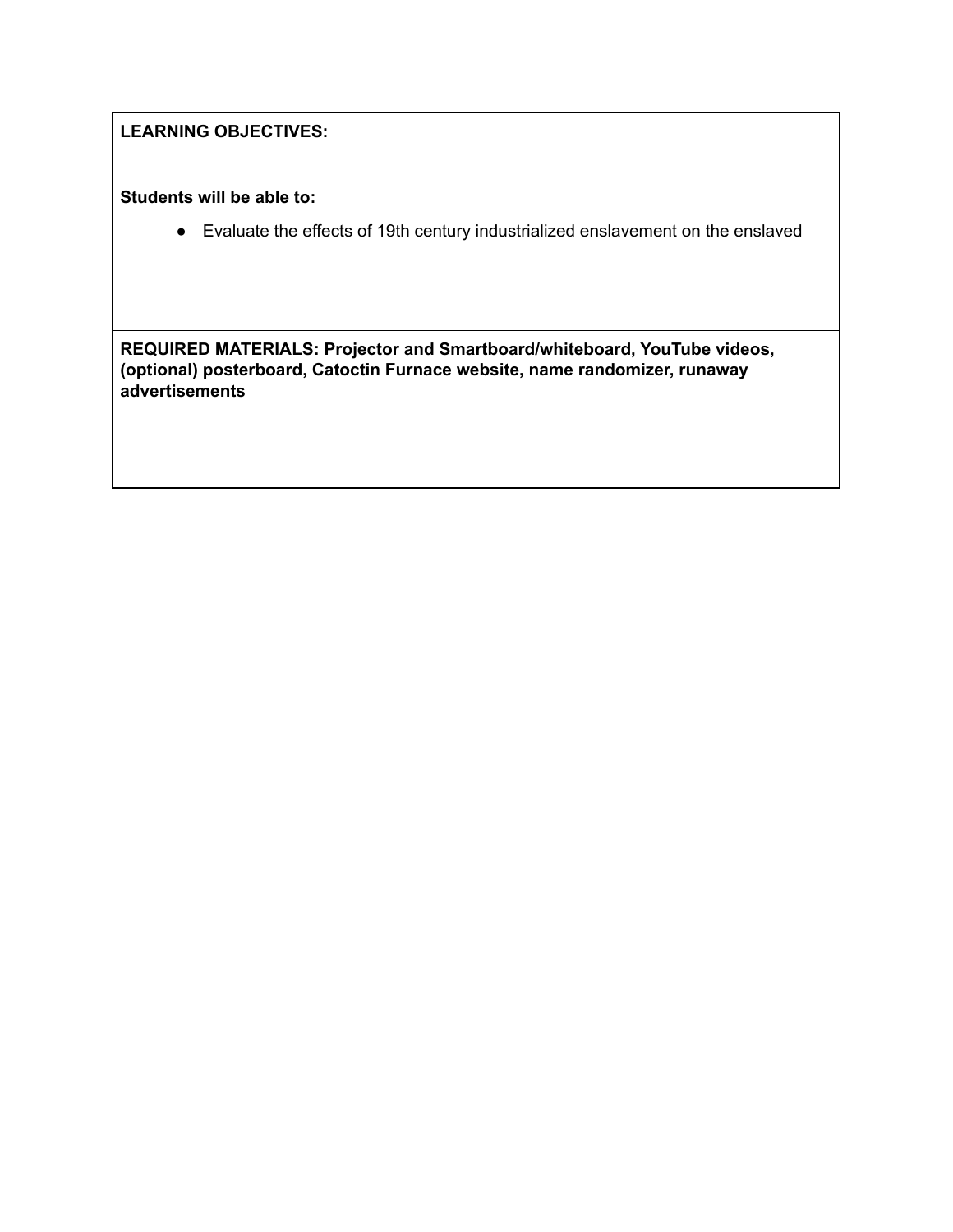**LEARNING OBJECTIVES:**

**Students will be able to:**

- Evaluate the effects of 19th century industrialized enslavement on the enslaved

**REQUIRED MATERIALS: Projector and Smartboard/whiteboard, YouTube videos, (optional) posterboard, Catoctin Furnace website, name randomizer, runaway advertisements**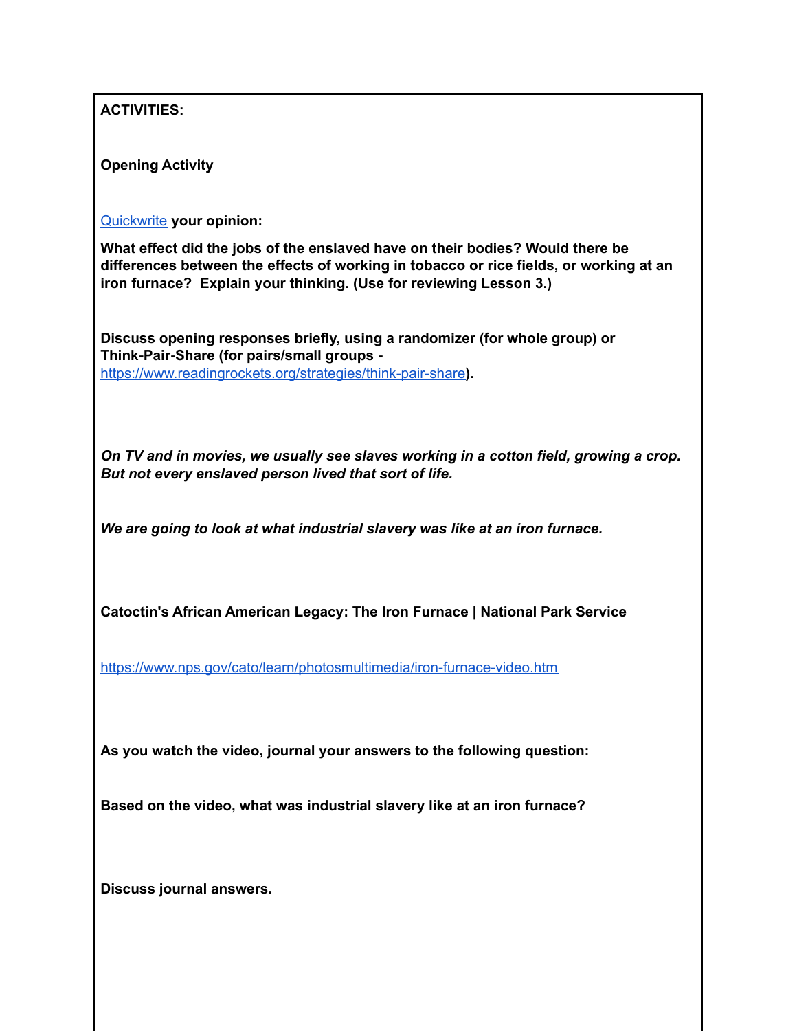**ACTIVITIES:**

**Opening Activity**

[Quickwrite](Quickwrite) **your opinion:**

**What effect did the jobs of the enslaved have on their bodies? Would there be differences between the effects of working in tobacco or rice fields, or working at an iron furnace? Explain your thinking. (Use for reviewing Lesson 3.)**

**Discuss opening responses briefly, using a randomizer (for whole group) or Think-Pair-Share (for pairs/small groups -** https://www.readingrockets.org/strategies/think-pair-share**).**

***On TV and in movies, we usually see slaves working in a cotton field, growing a crop. But not every enslaved person lived that sort of life.***

***We are going to look at what industrial slavery was like at an iron furnace.***

**Catoctin's African American Legacy: The Iron Furnace | National Park Service**

https://www.nps.gov/cato/learn/photosmultimedia/iron-furnace-video.htm

**As you watch the video, journal your answers to the following question:**

**Based on the video, what was industrial slavery like at an iron furnace?**

**Discuss journal answers.**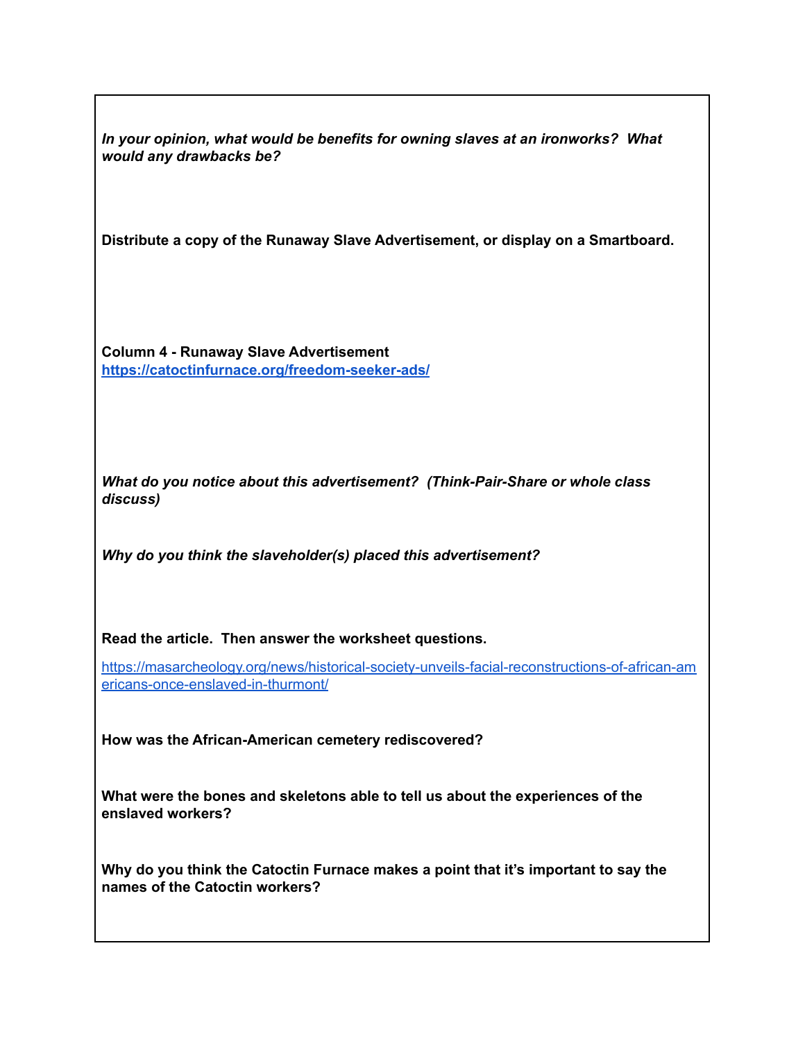***In your opinion, what would be benefits for owning slaves at an ironworks? What would any drawbacks be?***

**Distribute a copy of the Runaway Slave Advertisement, or display on a Smartboard.**

**Column 4 - Runaway Slave Advertisement**
**[https://catoctinfurnace.org/freedom-seeker-ads/](https://catoctinfurnace.org/freedom-seeker-ads/)**

***What do you notice about this advertisement? (Think-Pair-Share or whole class discuss)***

***Why do you think the slaveholder(s) placed this advertisement?***

**Read the article. Then answer the worksheet questions.**

[https://masarcheology.org/news/historical-society-unveils-facial-reconstructions-of-african-americans-once-enslaved-in-thurmont/](https://masarcheology.org/news/historical-society-unveils-facial-reconstructions-of-african-americans-once-enslaved-in-thurmont/)

**How was the African-American cemetery rediscovered?**

**What were the bones and skeletons able to tell us about the experiences of the enslaved workers?**

**Why do you think the Catoctin Furnace makes a point that it's important to say the names of the Catoctin workers?**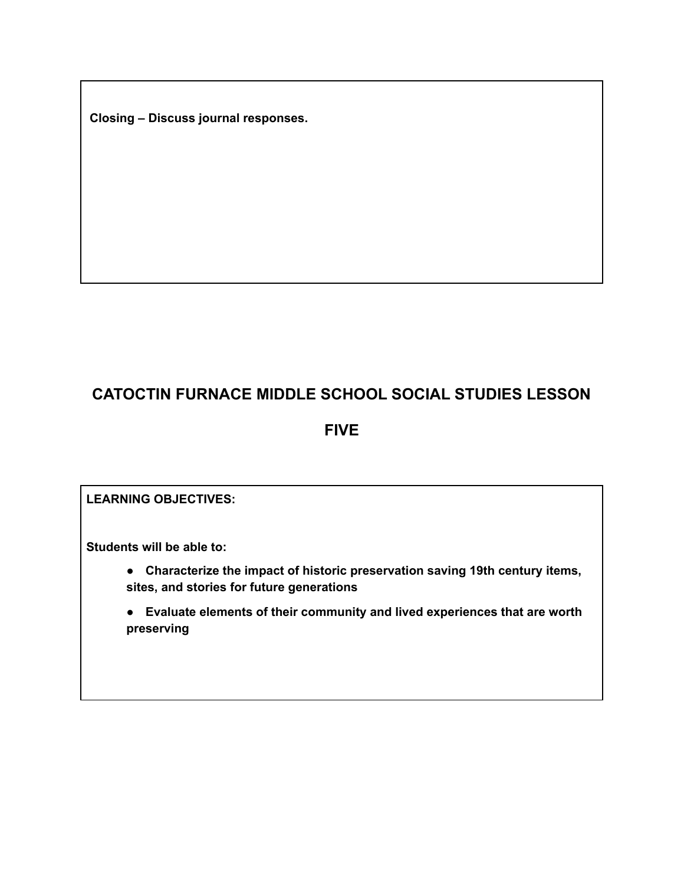**Closing – Discuss journal responses.**

## CATOCTIN FURNACE MIDDLE SCHOOL SOCIAL STUDIES LESSON

## FIVE

**LEARNING OBJECTIVES:**

**Students will be able to:**

- **Characterize the impact of historic preservation saving 19th century items, sites, and stories for future generations**
- **Evaluate elements of their community and lived experiences that are worth preserving**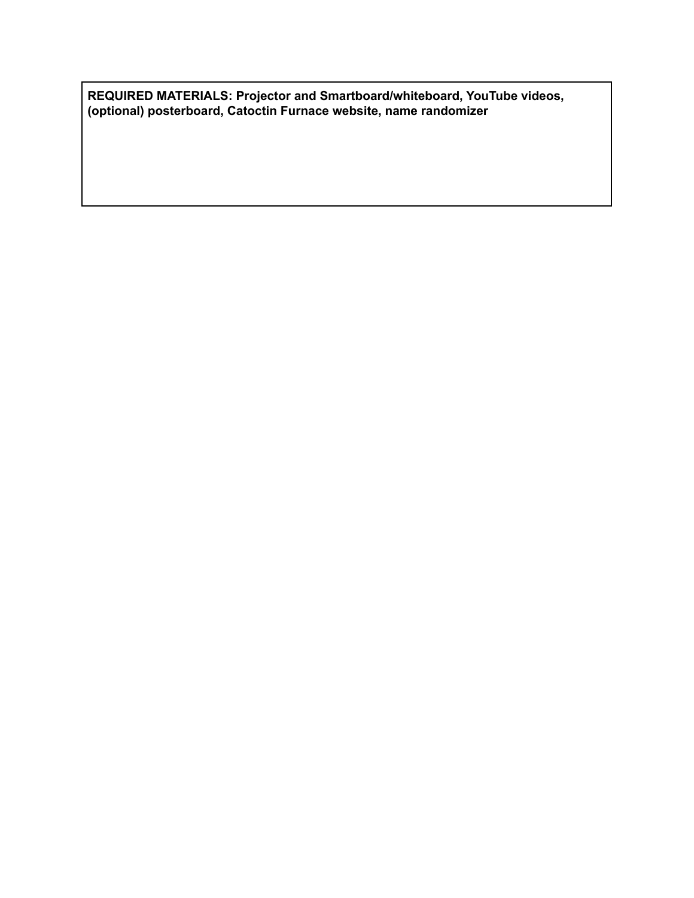**REQUIRED MATERIALS: Projector and Smartboard/whiteboard, YouTube videos, (optional) posterboard, Catoctin Furnace website, name randomizer**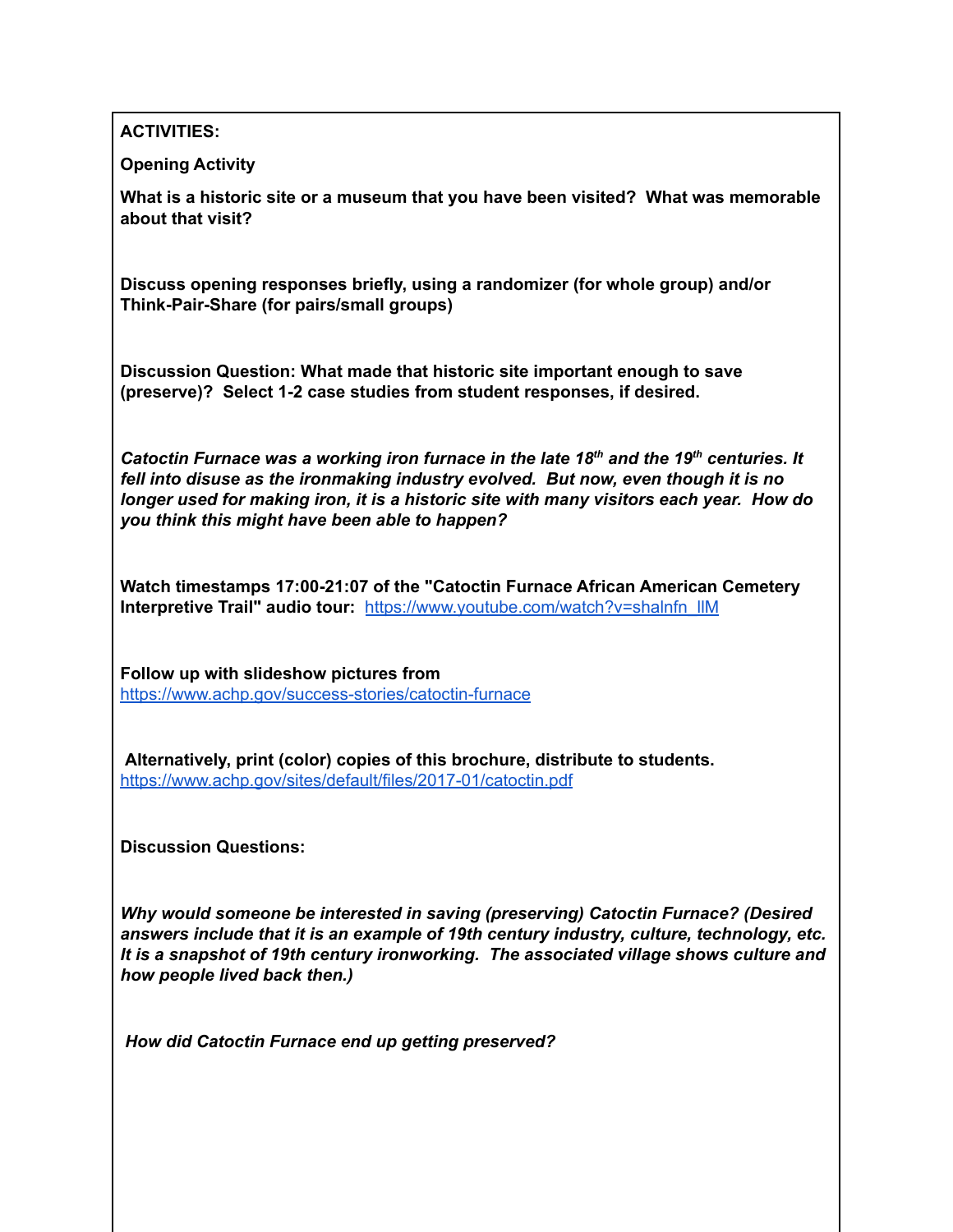**ACTIVITIES:**

**Opening Activity**

**What is a historic site or a museum that you have been visited? What was memorable about that visit?**

**Discuss opening responses briefly, using a randomizer (for whole group) and/or Think-Pair-Share (for pairs/small groups)**

**Discussion Question: What made that historic site important enough to save (preserve)? Select 1-2 case studies from student responses, if desired.**

***Catoctin Furnace was a working iron furnace in the late 18th and the 19th centuries. It fell into disuse as the ironmaking industry evolved. But now, even though it is no longer used for making iron, it is a historic site with many visitors each year. How do you think this might have been able to happen?***

**Watch timestamps 17:00-21:07 of the "Catoctin Furnace African American Cemetery Interpretive Trail" audio tour:** https://www.youtube.com/watch?v=shalnfn_lIM

**Follow up with slideshow pictures from** https://www.achp.gov/success-stories/catoctin-furnace

**Alternatively, print (color) copies of this brochure, distribute to students.** https://www.achp.gov/sites/default/files/2017-01/catoctin.pdf

**Discussion Questions:**

***Why would someone be interested in saving (preserving) Catoctin Furnace? (Desired answers include that it is an example of 19th century industry, culture, technology, etc. It is a snapshot of 19th century ironworking. The associated village shows culture and how people lived back then.)***

***How did Catoctin Furnace end up getting preserved?***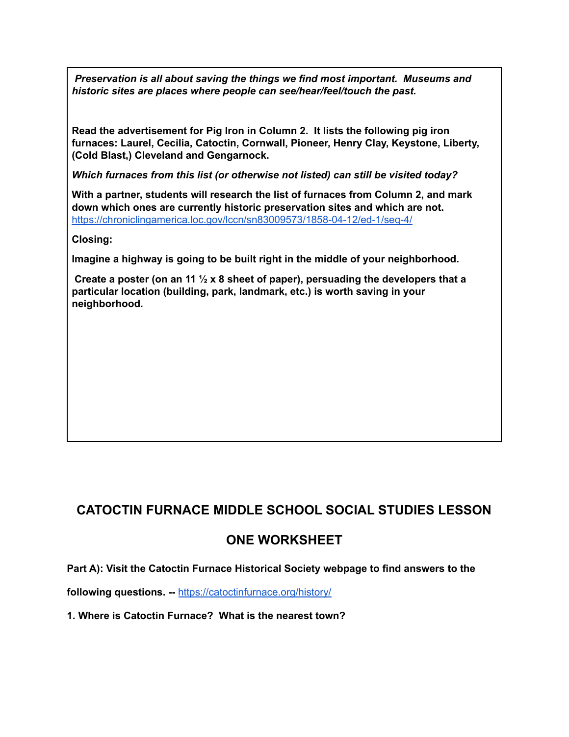***Preservation is all about saving the things we find most important. Museums and historic sites are places where people can see/hear/feel/touch the past.***

**Read the advertisement for Pig Iron in Column 2. It lists the following pig iron furnaces: Laurel, Cecilia, Catoctin, Cornwall, Pioneer, Henry Clay, Keystone, Liberty, (Cold Blast,) Cleveland and Gengarnock.**

***Which furnaces from this list (or otherwise not listed) can still be visited today?***

**With a partner, students will research the list of furnaces from Column 2, and mark down which ones are currently historic preservation sites and which are not.**
https://chroniclingamerica.loc.gov/lccn/sn83009573/1858-04-12/ed-1/seq-4/

**Closing:**

**Imagine a highway is going to be built right in the middle of your neighborhood.**

**Create a poster (on an 11 ½ x 8 sheet of paper), persuading the developers that a particular location (building, park, landmark, etc.) is worth saving in your neighborhood.**

## CATOCTIN FURNACE MIDDLE SCHOOL SOCIAL STUDIES LESSON

## ONE WORKSHEET

**Part A): Visit the Catoctin Furnace Historical Society webpage to find answers to the following questions. --** https://catoctinfurnace.org/history/

**1. Where is Catoctin Furnace? What is the nearest town?**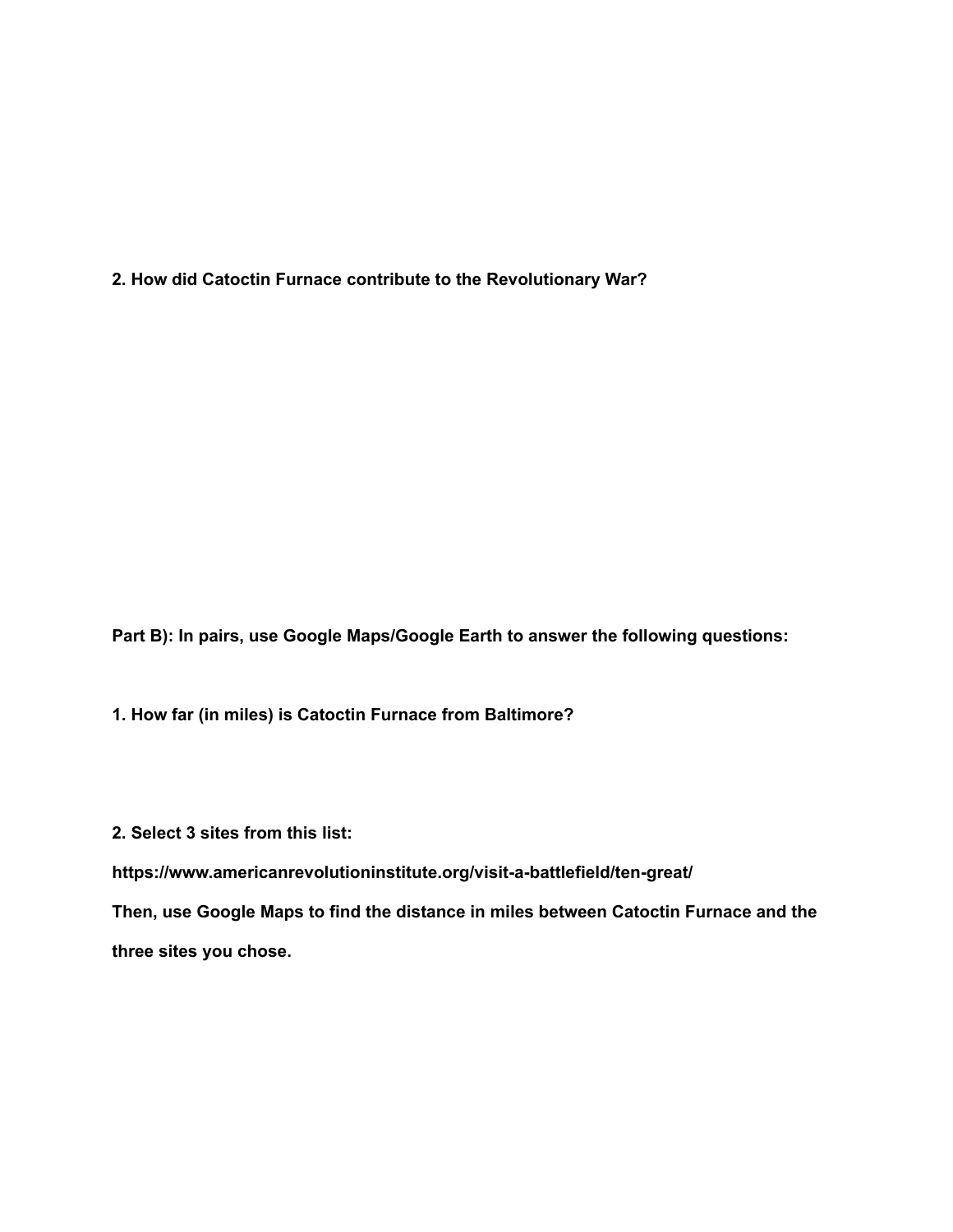**2. How did Catoctin Furnace contribute to the Revolutionary War?**

**Part B): In pairs, use Google Maps/Google Earth to answer the following questions:**

**1. How far (in miles) is Catoctin Furnace from Baltimore?**

**2. Select 3 sites from this list:**

**https://www.americanrevolutioninstitute.org/visit-a-battlefield/ten-great/**

**Then, use Google Maps to find the distance in miles between Catoctin Furnace and the three sites you chose.**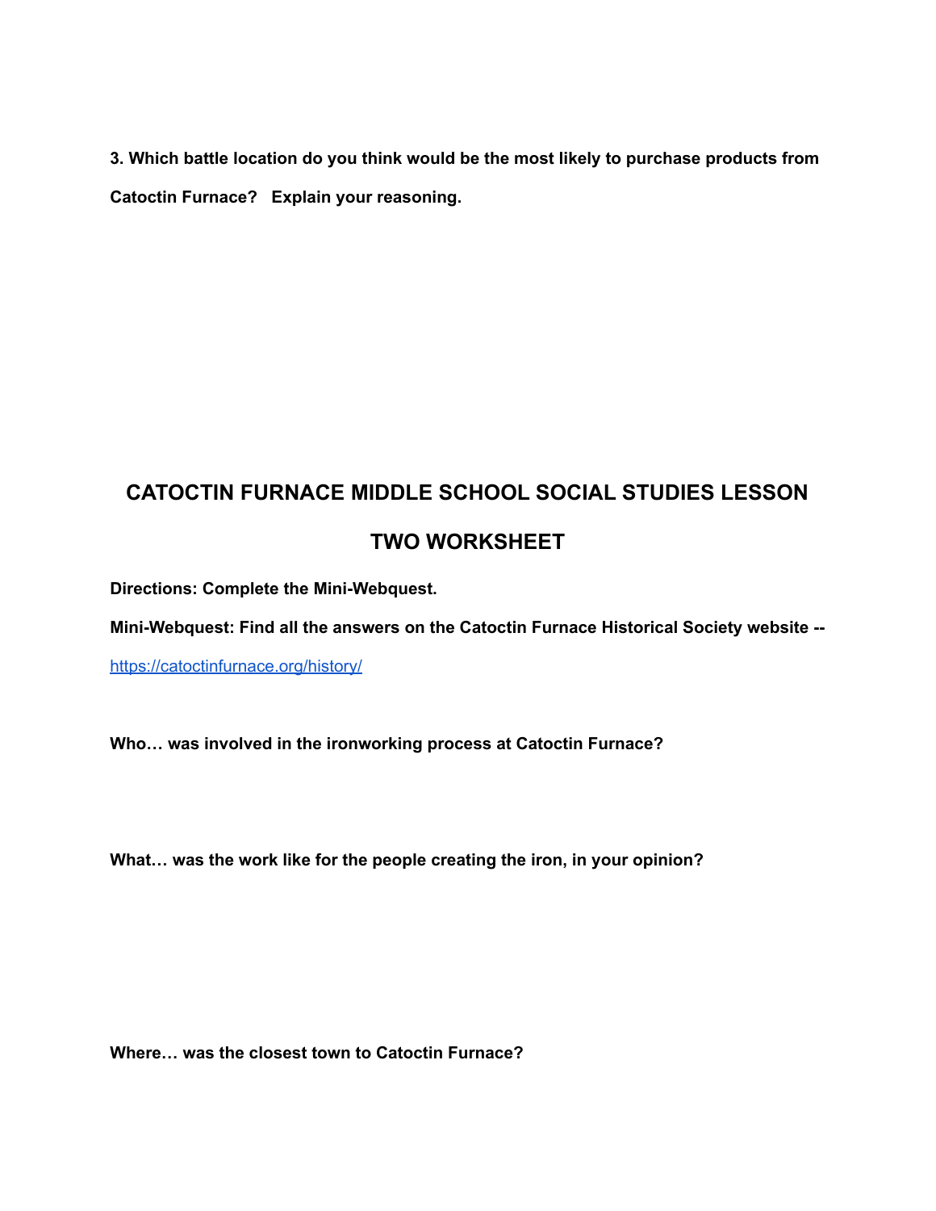**3. Which battle location do you think would be the most likely to purchase products from Catoctin Furnace? Explain your reasoning.**

# CATOCTIN FURNACE MIDDLE SCHOOL SOCIAL STUDIES LESSON TWO WORKSHEET

**Directions: Complete the Mini-Webquest.**

**Mini-Webquest: Find all the answers on the Catoctin Furnace Historical Society website --** [https://catoctinfurnace.org/history/](https://catoctinfurnace.org/history/)

**Who… was involved in the ironworking process at Catoctin Furnace?**

**What… was the work like for the people creating the iron, in your opinion?**

**Where… was the closest town to Catoctin Furnace?**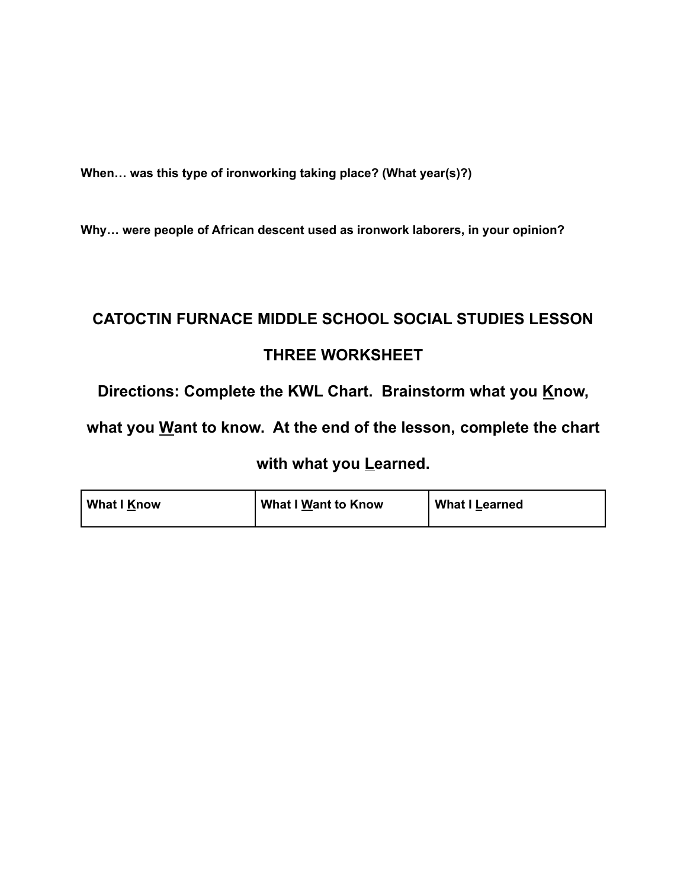**When… was this type of ironworking taking place? (What year(s)?)**

**Why… were people of African descent used as ironwork laborers, in your opinion?**

## CATOCTIN FURNACE MIDDLE SCHOOL SOCIAL STUDIES LESSON THREE WORKSHEET

**Directions: Complete the KWL Chart. Brainstorm what you Know, what you Want to know. At the end of the lesson, complete the chart with what you Learned.**

| What I Know | What I Want to Know | What I Learned |
| --- | --- | --- |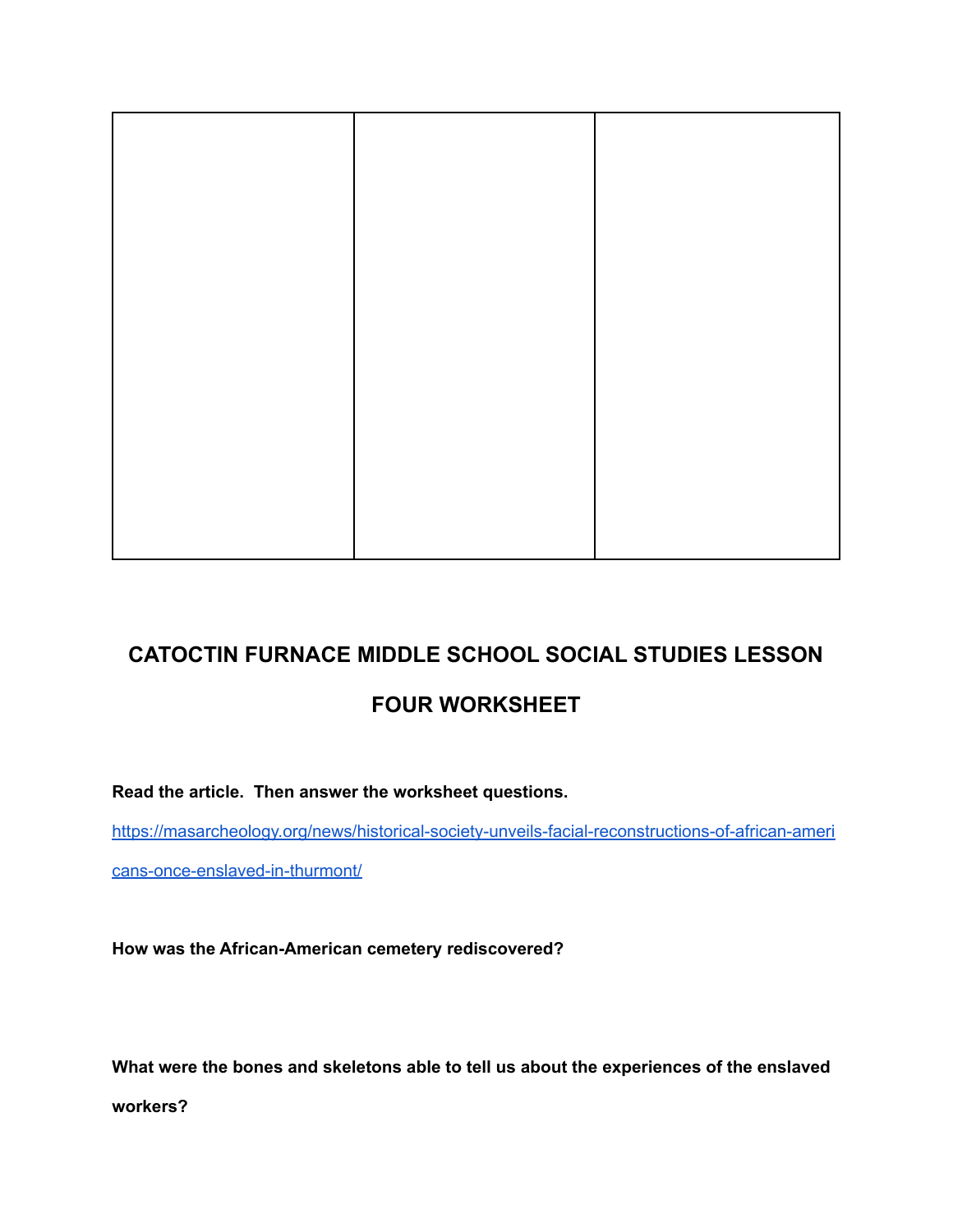| | | |
|---|---|---|
| | | |

# CATOCTIN FURNACE MIDDLE SCHOOL SOCIAL STUDIES LESSON FOUR WORKSHEET

**Read the article. Then answer the worksheet questions.**

[https://masarcheology.org/news/historical-society-unveils-facial-reconstructions-of-african-americans-once-enslaved-in-thurmont/](https://masarcheology.org/news/historical-society-unveils-facial-reconstructions-of-african-americans-once-enslaved-in-thurmont/)

**How was the African-American cemetery rediscovered?**

**What were the bones and skeletons able to tell us about the experiences of the enslaved workers?**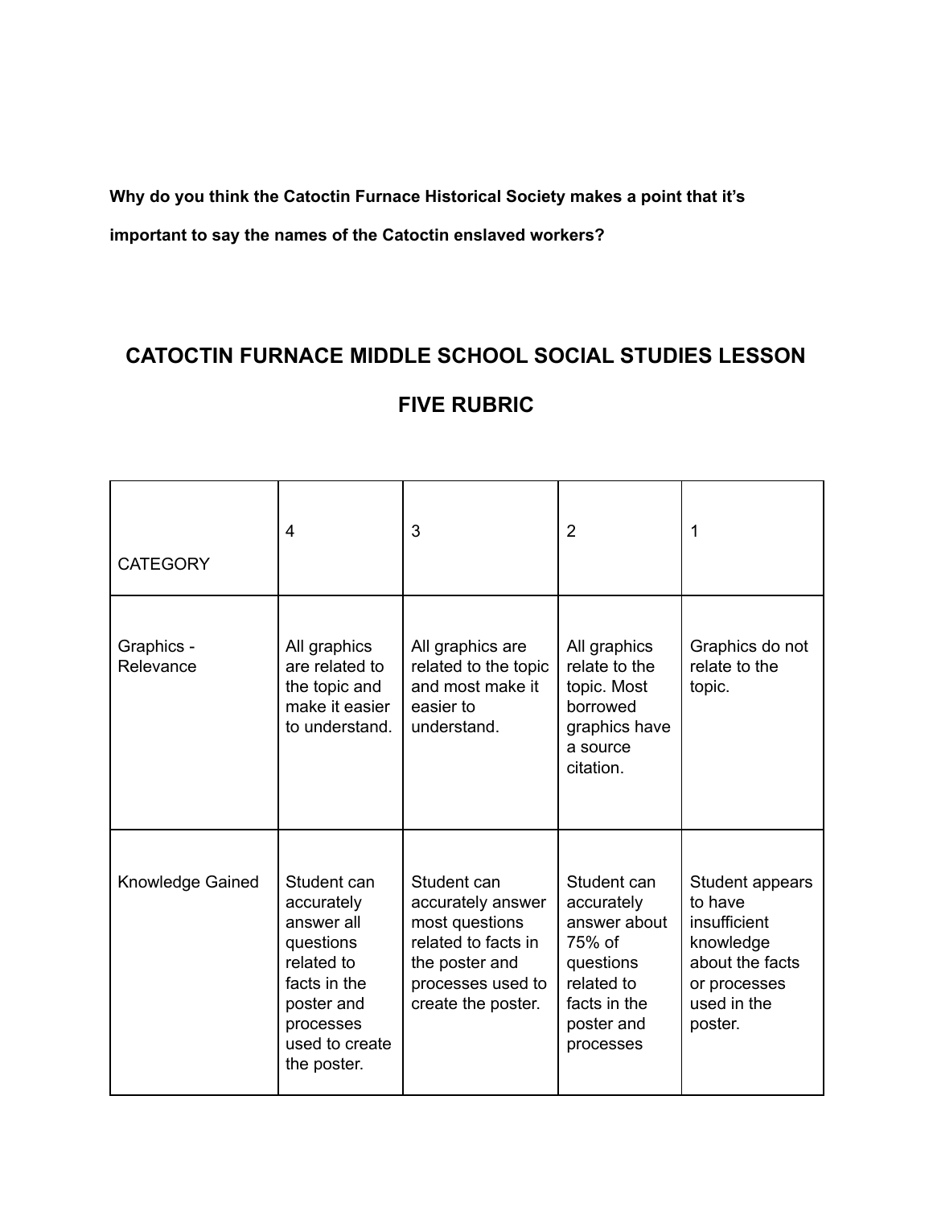**Why do you think the Catoctin Furnace Historical Society makes a point that it's important to say the names of the Catoctin enslaved workers?**

# CATOCTIN FURNACE MIDDLE SCHOOL SOCIAL STUDIES LESSON FIVE RUBRIC

| CATEGORY | 4 | 3 | 2 | 1 |
|---|---|---|---|---|
| Graphics - Relevance | All graphics are related to the topic and make it easier to understand. | All graphics are related to the topic and most make it easier to understand. | All graphics relate to the topic. Most borrowed graphics have a source citation. | Graphics do not relate to the topic. |
| Knowledge Gained | Student can accurately answer all questions related to facts in the poster and processes used to create the poster. | Student can accurately answer most questions related to facts in the poster and processes used to create the poster. | Student can accurately answer about 75% of questions related to facts in the poster and processes | Student appears to have insufficient knowledge about the facts or processes used in the poster. |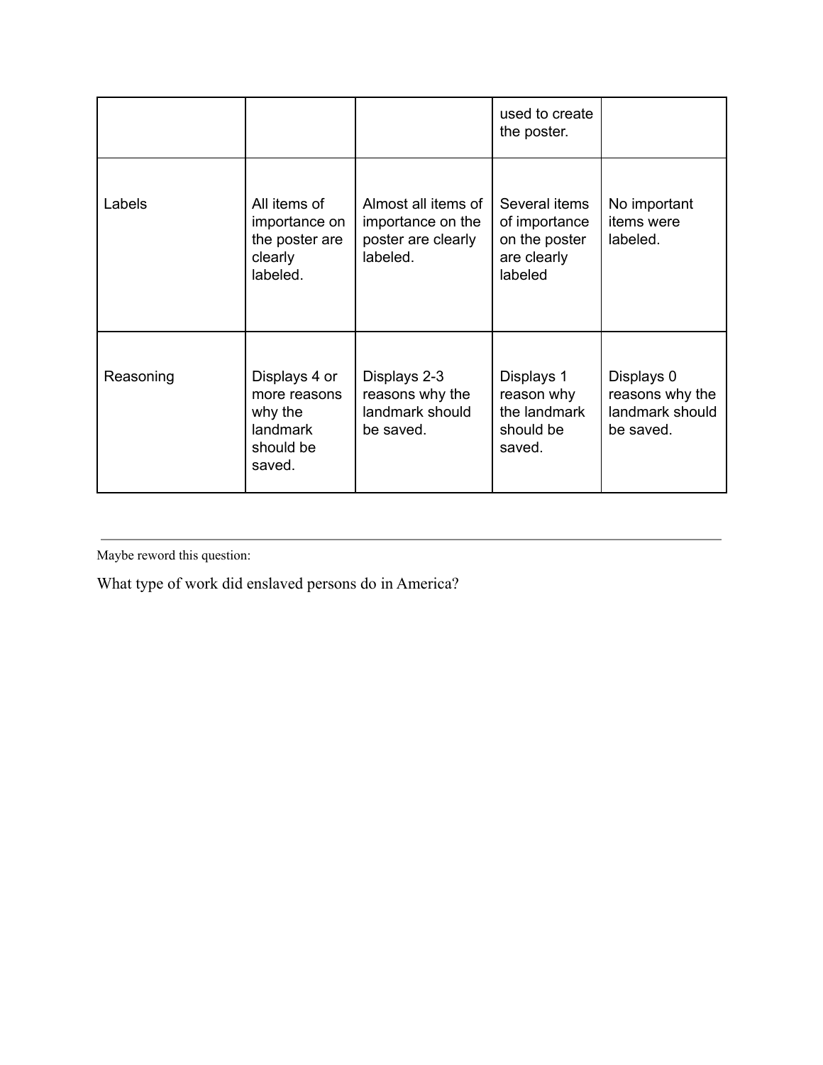| | | | | |
|---|---|---|---|---|
| | | | used to create the poster. | |
| Labels | All items of importance on the poster are clearly labeled. | Almost all items of importance on the poster are clearly labeled. | Several items of importance on the poster are clearly labeled | No important items were labeled. |
| Reasoning | Displays 4 or more reasons why the landmark should be saved. | Displays 2-3 reasons why the landmark should be saved. | Displays 1 reason why the landmark should be saved. | Displays 0 reasons why the landmark should be saved. |

---

Maybe reword this question:

What type of work did enslaved persons do in America?